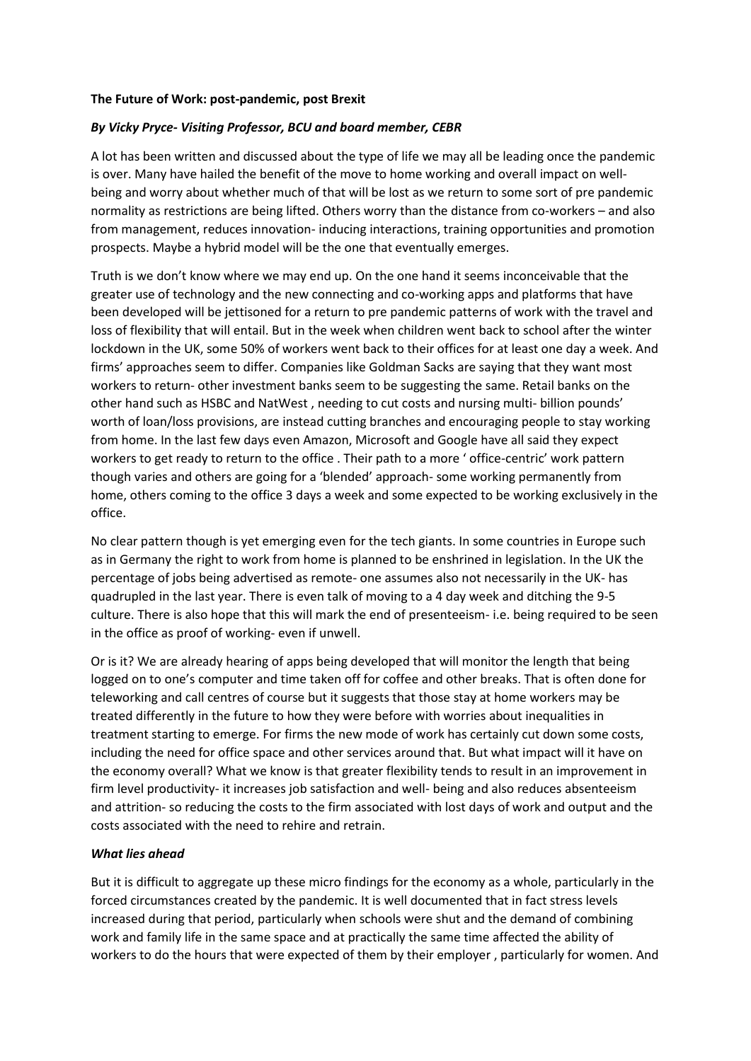**The Future of Work: post-pandemic, post Brexit**

***By Vicky Pryce- Visiting Professor, BCU and board member, CEBR***

A lot has been written and discussed about the type of life we may all be leading once the pandemic is over. Many have hailed the benefit of the move to home working and overall impact on well-being and worry about whether much of that will be lost as we return to some sort of pre pandemic normality as restrictions are being lifted. Others worry than the distance from co-workers – and also from management, reduces innovation- inducing interactions, training opportunities and promotion prospects. Maybe a hybrid model will be the one that eventually emerges.

Truth is we don't know where we may end up. On the one hand it seems inconceivable that the greater use of technology and the new connecting and co-working apps and platforms that have been developed will be jettisoned for a return to pre pandemic patterns of work with the travel and loss of flexibility that will entail. But in the week when children went back to school after the winter lockdown in the UK, some 50% of workers went back to their offices for at least one day a week. And firms' approaches seem to differ. Companies like Goldman Sacks are saying that they want most workers to return- other investment banks seem to be suggesting the same. Retail banks on the other hand such as HSBC and NatWest , needing to cut costs and nursing multi- billion pounds' worth of loan/loss provisions, are instead cutting branches and encouraging people to stay working from home. In the last few days even Amazon, Microsoft and Google have all said they expect workers to get ready to return to the office . Their path to a more ' office-centric' work pattern though varies and others are going for a 'blended' approach- some working permanently from home, others coming to the office 3 days a week and some expected to be working exclusively in the office.

No clear pattern though is yet emerging even for the tech giants. In some countries in Europe such as in Germany the right to work from home is planned to be enshrined in legislation. In the UK the percentage of jobs being advertised as remote- one assumes also not necessarily in the UK- has quadrupled in the last year. There is even talk of moving to a 4 day week and ditching the 9-5 culture. There is also hope that this will mark the end of presenteeism- i.e. being required to be seen in the office as proof of working- even if unwell.

Or is it? We are already hearing of apps being developed that will monitor the length that being logged on to one's computer and time taken off for coffee and other breaks. That is often done for teleworking and call centres of course but it suggests that those stay at home workers may be treated differently in the future to how they were before with worries about inequalities in treatment starting to emerge. For firms the new mode of work has certainly cut down some costs, including the need for office space and other services around that. But what impact will it have on the economy overall? What we know is that greater flexibility tends to result in an improvement in firm level productivity- it increases job satisfaction and well- being and also reduces absenteeism and attrition- so reducing the costs to the firm associated with lost days of work and output and the costs associated with the need to rehire and retrain.

***What lies ahead***

But it is difficult to aggregate up these micro findings for the economy as a whole, particularly in the forced circumstances created by the pandemic. It is well documented that in fact stress levels increased during that period, particularly when schools were shut and the demand of combining work and family life in the same space and at practically the same time affected the ability of workers to do the hours that were expected of them by their employer , particularly for women. And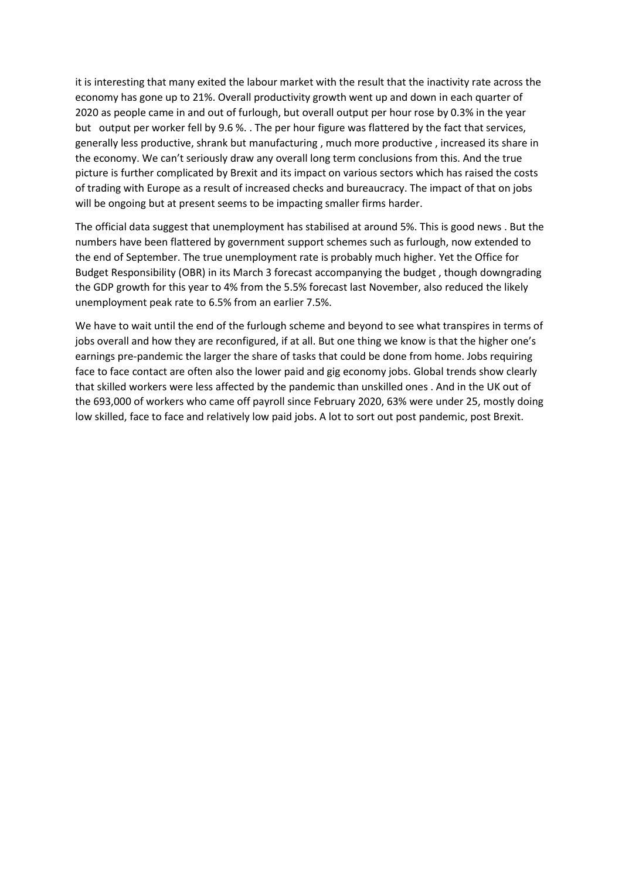it is interesting that many exited the labour market with the result that the inactivity rate across the economy has gone up to 21%. Overall productivity growth went up and down in each quarter of 2020 as people came in and out of furlough, but overall output per hour rose by 0.3% in the year but output per worker fell by 9.6 %. . The per hour figure was flattered by the fact that services, generally less productive, shrank but manufacturing , much more productive , increased its share in the economy. We can't seriously draw any overall long term conclusions from this. And the true picture is further complicated by Brexit and its impact on various sectors which has raised the costs of trading with Europe as a result of increased checks and bureaucracy. The impact of that on jobs will be ongoing but at present seems to be impacting smaller firms harder.

The official data suggest that unemployment has stabilised at around 5%. This is good news . But the numbers have been flattered by government support schemes such as furlough, now extended to the end of September. The true unemployment rate is probably much higher. Yet the Office for Budget Responsibility (OBR) in its March 3 forecast accompanying the budget , though downgrading the GDP growth for this year to 4% from the 5.5% forecast last November, also reduced the likely unemployment peak rate to 6.5% from an earlier 7.5%.

We have to wait until the end of the furlough scheme and beyond to see what transpires in terms of jobs overall and how they are reconfigured, if at all. But one thing we know is that the higher one's earnings pre-pandemic the larger the share of tasks that could be done from home. Jobs requiring face to face contact are often also the lower paid and gig economy jobs. Global trends show clearly that skilled workers were less affected by the pandemic than unskilled ones . And in the UK out of the 693,000 of workers who came off payroll since February 2020, 63% were under 25, mostly doing low skilled, face to face and relatively low paid jobs. A lot to sort out post pandemic, post Brexit.